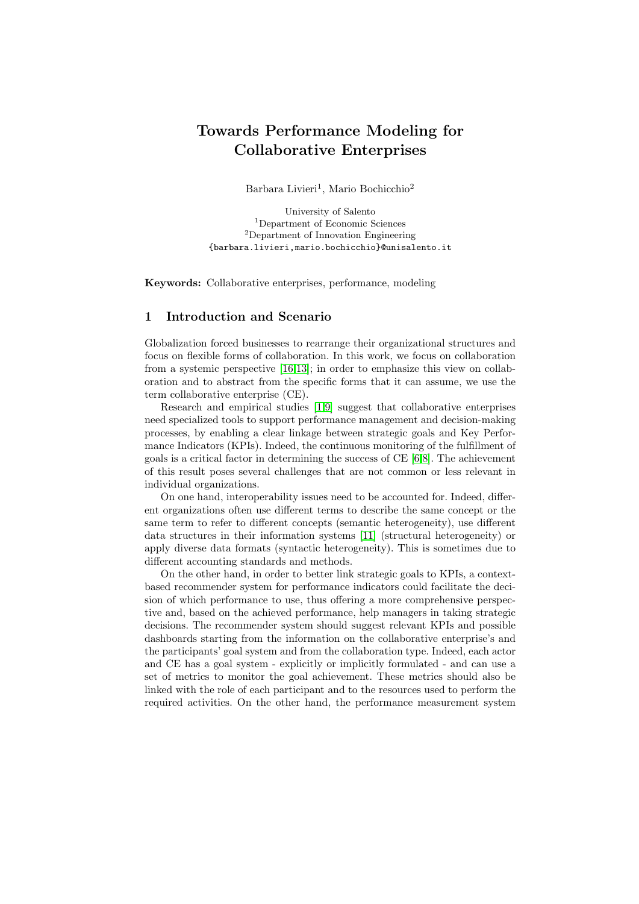# Towards Performance Modeling for Collaborative Enterprises

Barbara Livieri[1], Mario Bochicchio[2]

University of Salento
[1]Department of Economic Sciences
[2]Department of Innovation Engineering
{barbara.livieri,mario.bochicchio}@unisalento.it

**Keywords:** Collaborative enterprises, performance, modeling

## 1 Introduction and Scenario

Globalization forced businesses to rearrange their organizational structures and focus on flexible forms of collaboration. In this work, we focus on collaboration from a systemic perspective [16,13]; in order to emphasize this view on collaboration and to abstract from the specific forms that it can assume, we use the term collaborative enterprise (CE).

Research and empirical studies [1,9] suggest that collaborative enterprises need specialized tools to support performance management and decision-making processes, by enabling a clear linkage between strategic goals and Key Performance Indicators (KPIs). Indeed, the continuous monitoring of the fulfillment of goals is a critical factor in determining the success of CE [6,8]. The achievement of this result poses several challenges that are not common or less relevant in individual organizations.

On one hand, interoperability issues need to be accounted for. Indeed, different organizations often use different terms to describe the same concept or the same term to refer to different concepts (semantic heterogeneity), use different data structures in their information systems [11] (structural heterogeneity) or apply diverse data formats (syntactic heterogeneity). This is sometimes due to different accounting standards and methods.

On the other hand, in order to better link strategic goals to KPIs, a context-based recommender system for performance indicators could facilitate the decision of which performance to use, thus offering a more comprehensive perspective and, based on the achieved performance, help managers in taking strategic decisions. The recommender system should suggest relevant KPIs and possible dashboards starting from the information on the collaborative enterprise's and the participants' goal system and from the collaboration type. Indeed, each actor and CE has a goal system - explicitly or implicitly formulated - and can use a set of metrics to monitor the goal achievement. These metrics should also be linked with the role of each participant and to the resources used to perform the required activities. On the other hand, the performance measurement system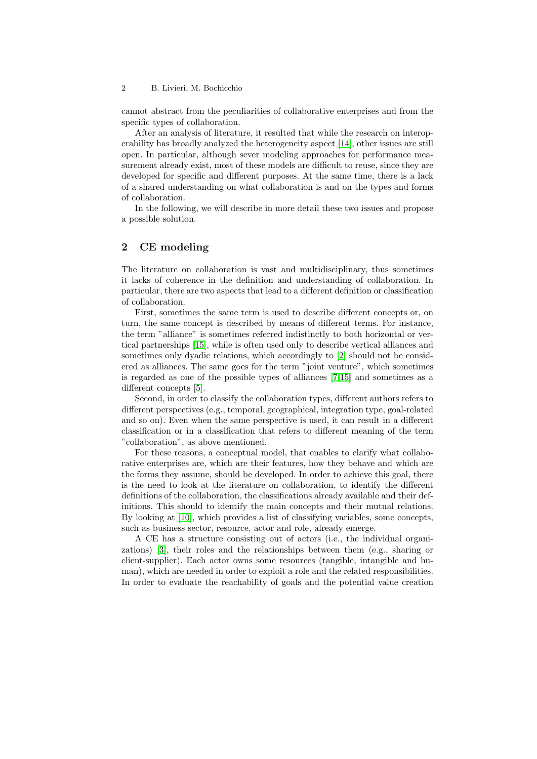cannot abstract from the peculiarities of collaborative enterprises and from the specific types of collaboration.

After an analysis of literature, it resulted that while the research on interoperability has broadly analyzed the heterogeneity aspect [14], other issues are still open. In particular, although sever modeling approaches for performance measurement already exist, most of these models are difficult to reuse, since they are developed for specific and different purposes. At the same time, there is a lack of a shared understanding on what collaboration is and on the types and forms of collaboration.

In the following, we will describe in more detail these two issues and propose a possible solution.

## 2 CE modeling

The literature on collaboration is vast and multidisciplinary, thus sometimes it lacks of coherence in the definition and understanding of collaboration. In particular, there are two aspects that lead to a different definition or classification of collaboration.

First, sometimes the same term is used to describe different concepts or, on turn, the same concept is described by means of different terms. For instance, the term "alliance" is sometimes referred indistinctly to both horizontal or vertical partnerships [15], while is often used only to describe vertical alliances and sometimes only dyadic relations, which accordingly to [2] should not be considered as alliances. The same goes for the term "joint venture", which sometimes is regarded as one of the possible types of alliances [7,15] and sometimes as a different concepts [5].

Second, in order to classify the collaboration types, different authors refers to different perspectives (e.g., temporal, geographical, integration type, goal-related and so on). Even when the same perspective is used, it can result in a different classification or in a classification that refers to different meaning of the term "collaboration", as above mentioned.

For these reasons, a conceptual model, that enables to clarify what collaborative enterprises are, which are their features, how they behave and which are the forms they assume, should be developed. In order to achieve this goal, there is the need to look at the literature on collaboration, to identify the different definitions of the collaboration, the classifications already available and their definitions. This should to identify the main concepts and their mutual relations. By looking at [10], which provides a list of classifying variables, some concepts, such as business sector, resource, actor and role, already emerge.

A CE has a structure consisting out of actors (i.e., the individual organizations) [3], their roles and the relationships between them (e.g., sharing or client-supplier). Each actor owns some resources (tangible, intangible and human), which are needed in order to exploit a role and the related responsibilities. In order to evaluate the reachability of goals and the potential value creation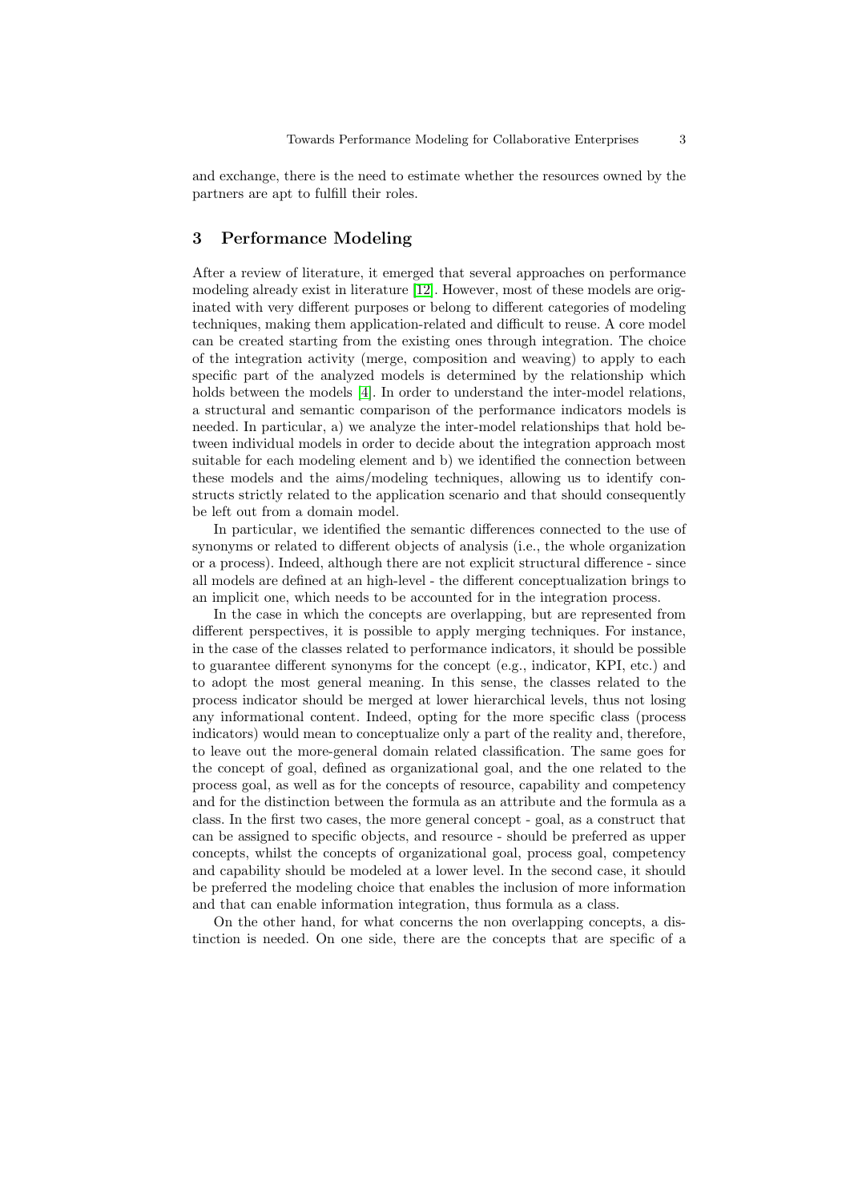and exchange, there is the need to estimate whether the resources owned by the partners are apt to fulfill their roles.

## 3 Performance Modeling

After a review of literature, it emerged that several approaches on performance modeling already exist in literature [12]. However, most of these models are originated with very different purposes or belong to different categories of modeling techniques, making them application-related and difficult to reuse. A core model can be created starting from the existing ones through integration. The choice of the integration activity (merge, composition and weaving) to apply to each specific part of the analyzed models is determined by the relationship which holds between the models [4]. In order to understand the inter-model relations, a structural and semantic comparison of the performance indicators models is needed. In particular, a) we analyze the inter-model relationships that hold between individual models in order to decide about the integration approach most suitable for each modeling element and b) we identified the connection between these models and the aims/modeling techniques, allowing us to identify constructs strictly related to the application scenario and that should consequently be left out from a domain model.

In particular, we identified the semantic differences connected to the use of synonyms or related to different objects of analysis (i.e., the whole organization or a process). Indeed, although there are not explicit structural difference - since all models are defined at an high-level - the different conceptualization brings to an implicit one, which needs to be accounted for in the integration process.

In the case in which the concepts are overlapping, but are represented from different perspectives, it is possible to apply merging techniques. For instance, in the case of the classes related to performance indicators, it should be possible to guarantee different synonyms for the concept (e.g., indicator, KPI, etc.) and to adopt the most general meaning. In this sense, the classes related to the process indicator should be merged at lower hierarchical levels, thus not losing any informational content. Indeed, opting for the more specific class (process indicators) would mean to conceptualize only a part of the reality and, therefore, to leave out the more-general domain related classification. The same goes for the concept of goal, defined as organizational goal, and the one related to the process goal, as well as for the concepts of resource, capability and competency and for the distinction between the formula as an attribute and the formula as a class. In the first two cases, the more general concept - goal, as a construct that can be assigned to specific objects, and resource - should be preferred as upper concepts, whilst the concepts of organizational goal, process goal, competency and capability should be modeled at a lower level. In the second case, it should be preferred the modeling choice that enables the inclusion of more information and that can enable information integration, thus formula as a class.

On the other hand, for what concerns the non overlapping concepts, a distinction is needed. On one side, there are the concepts that are specific of a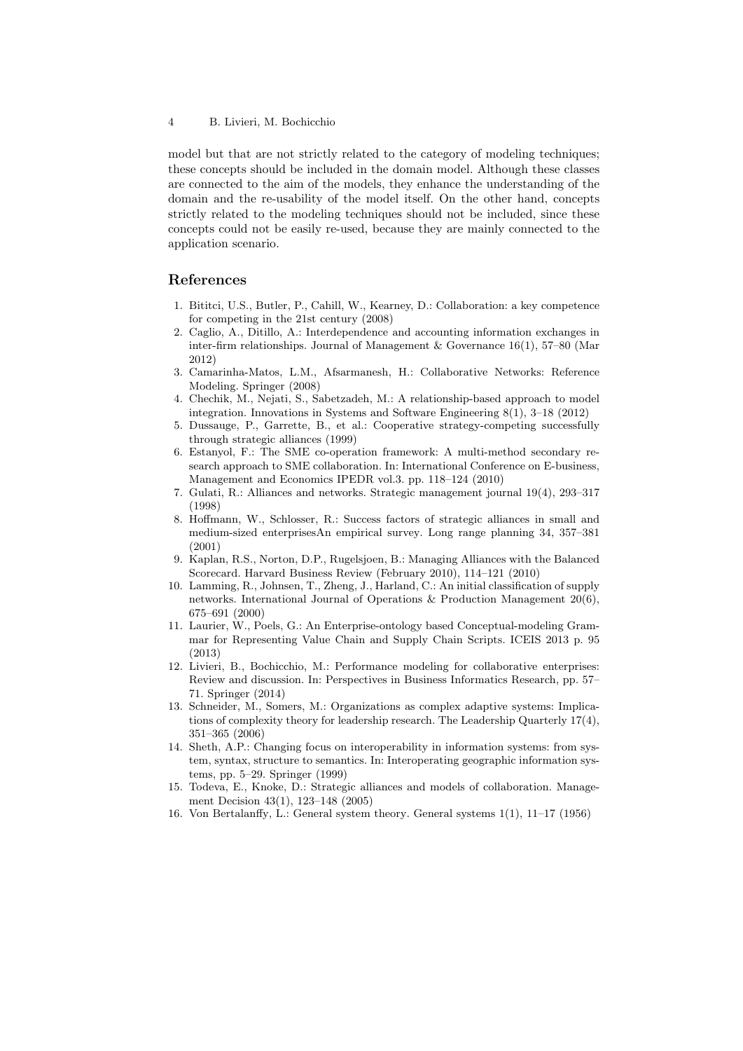model but that are not strictly related to the category of modeling techniques; these concepts should be included in the domain model. Although these classes are connected to the aim of the models, they enhance the understanding of the domain and the re-usability of the model itself. On the other hand, concepts strictly related to the modeling techniques should not be included, since these concepts could not be easily re-used, because they are mainly connected to the application scenario.

## References

1. Bititci, U.S., Butler, P., Cahill, W., Kearney, D.: Collaboration: a key competence for competing in the 21st century (2008)
2. Caglio, A., Ditillo, A.: Interdependence and accounting information exchanges in inter-firm relationships. Journal of Management & Governance 16(1), 57–80 (Mar 2012)
3. Camarinha-Matos, L.M., Afsarmanesh, H.: Collaborative Networks: Reference Modeling. Springer (2008)
4. Chechik, M., Nejati, S., Sabetzadeh, M.: A relationship-based approach to model integration. Innovations in Systems and Software Engineering 8(1), 3–18 (2012)
5. Dussauge, P., Garrette, B., et al.: Cooperative strategy-competing successfully through strategic alliances (1999)
6. Estanyol, F.: The SME co-operation framework: A multi-method secondary research approach to SME collaboration. In: International Conference on E-business, Management and Economics IPEDR vol.3. pp. 118–124 (2010)
7. Gulati, R.: Alliances and networks. Strategic management journal 19(4), 293–317 (1998)
8. Hoffmann, W., Schlosser, R.: Success factors of strategic alliances in small and medium-sized enterprisesAn empirical survey. Long range planning 34, 357–381 (2001)
9. Kaplan, R.S., Norton, D.P., Rugelsjoen, B.: Managing Alliances with the Balanced Scorecard. Harvard Business Review (February 2010), 114–121 (2010)
10. Lamming, R., Johnsen, T., Zheng, J., Harland, C.: An initial classification of supply networks. International Journal of Operations & Production Management 20(6), 675–691 (2000)
11. Laurier, W., Poels, G.: An Enterprise-ontology based Conceptual-modeling Grammar for Representing Value Chain and Supply Chain Scripts. ICEIS 2013 p. 95 (2013)
12. Livieri, B., Bochicchio, M.: Performance modeling for collaborative enterprises: Review and discussion. In: Perspectives in Business Informatics Research, pp. 57–71. Springer (2014)
13. Schneider, M., Somers, M.: Organizations as complex adaptive systems: Implications of complexity theory for leadership research. The Leadership Quarterly 17(4), 351–365 (2006)
14. Sheth, A.P.: Changing focus on interoperability in information systems: from system, syntax, structure to semantics. In: Interoperating geographic information systems, pp. 5–29. Springer (1999)
15. Todeva, E., Knoke, D.: Strategic alliances and models of collaboration. Management Decision 43(1), 123–148 (2005)
16. Von Bertalanffy, L.: General system theory. General systems 1(1), 11–17 (1956)